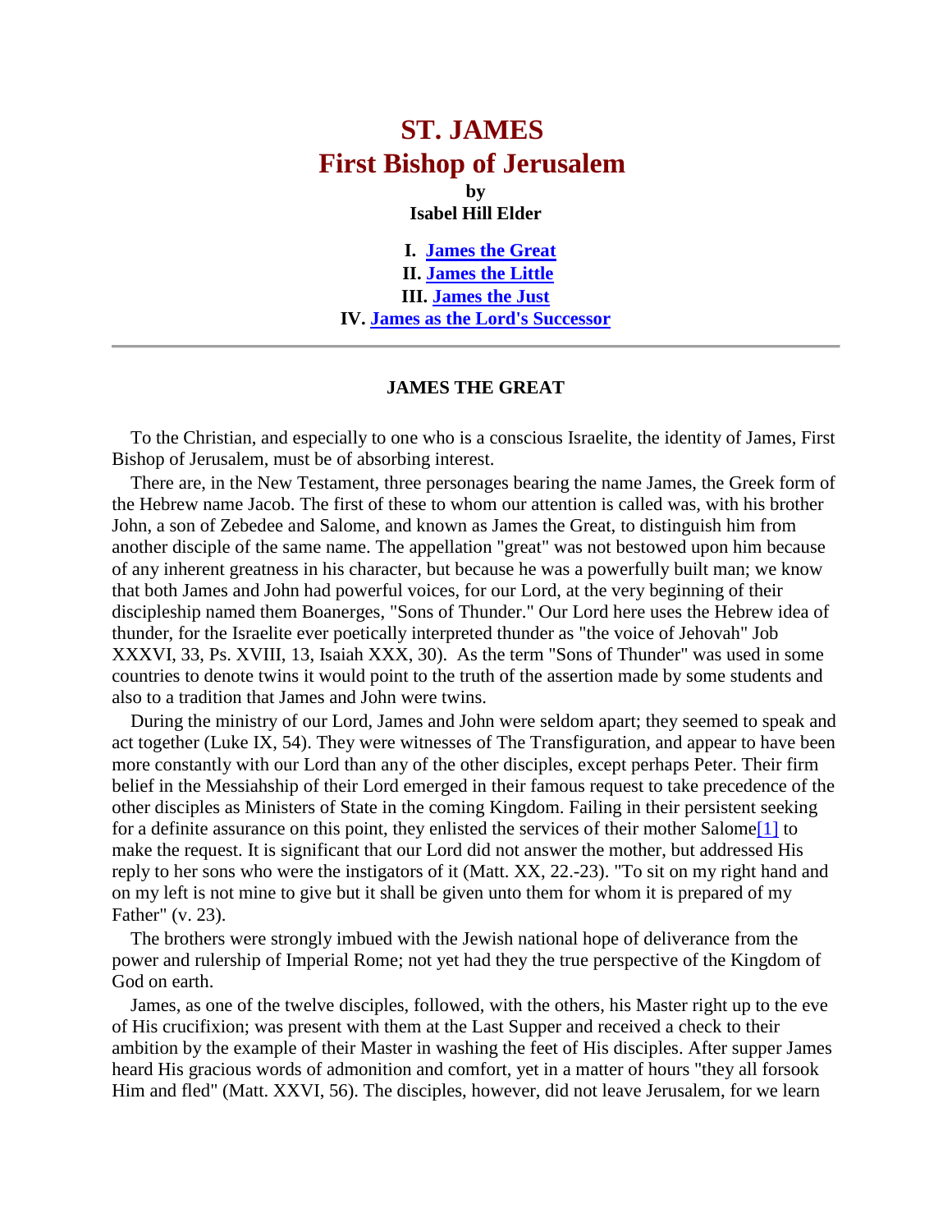# ST. JAMES
# First Bishop of Jerusalem

**by**

**Isabel Hill Elder**

**I. James the Great**
**II. James the Little**
**III. James the Just**
**IV. James as the Lord's Successor**

---

### JAMES THE GREAT

To the Christian, and especially to one who is a conscious Israelite, the identity of James, First Bishop of Jerusalem, must be of absorbing interest.

There are, in the New Testament, three personages bearing the name James, the Greek form of the Hebrew name Jacob. The first of these to whom our attention is called was, with his brother John, a son of Zebedee and Salome, and known as James the Great, to distinguish him from another disciple of the same name. The appellation "great" was not bestowed upon him because of any inherent greatness in his character, but because he was a powerfully built man; we know that both James and John had powerful voices, for our Lord, at the very beginning of their discipleship named them Boanerges, "Sons of Thunder." Our Lord here uses the Hebrew idea of thunder, for the Israelite ever poetically interpreted thunder as "the voice of Jehovah" Job XXXVI, 33, Ps. XVIII, 13, Isaiah XXX, 30). As the term "Sons of Thunder" was used in some countries to denote twins it would point to the truth of the assertion made by some students and also to a tradition that James and John were twins.

During the ministry of our Lord, James and John were seldom apart; they seemed to speak and act together (Luke IX, 54). They were witnesses of The Transfiguration, and appear to have been more constantly with our Lord than any of the other disciples, except perhaps Peter. Their firm belief in the Messiahship of their Lord emerged in their famous request to take precedence of the other disciples as Ministers of State in the coming Kingdom. Failing in their persistent seeking for a definite assurance on this point, they enlisted the services of their mother Salome[1] to make the request. It is significant that our Lord did not answer the mother, but addressed His reply to her sons who were the instigators of it (Matt. XX, 22.-23). "To sit on my right hand and on my left is not mine to give but it shall be given unto them for whom it is prepared of my Father" (v. 23).

The brothers were strongly imbued with the Jewish national hope of deliverance from the power and rulership of Imperial Rome; not yet had they the true perspective of the Kingdom of God on earth.

James, as one of the twelve disciples, followed, with the others, his Master right up to the eve of His crucifixion; was present with them at the Last Supper and received a check to their ambition by the example of their Master in washing the feet of His disciples. After supper James heard His gracious words of admonition and comfort, yet in a matter of hours "they all forsook Him and fled" (Matt. XXVI, 56). The disciples, however, did not leave Jerusalem, for we learn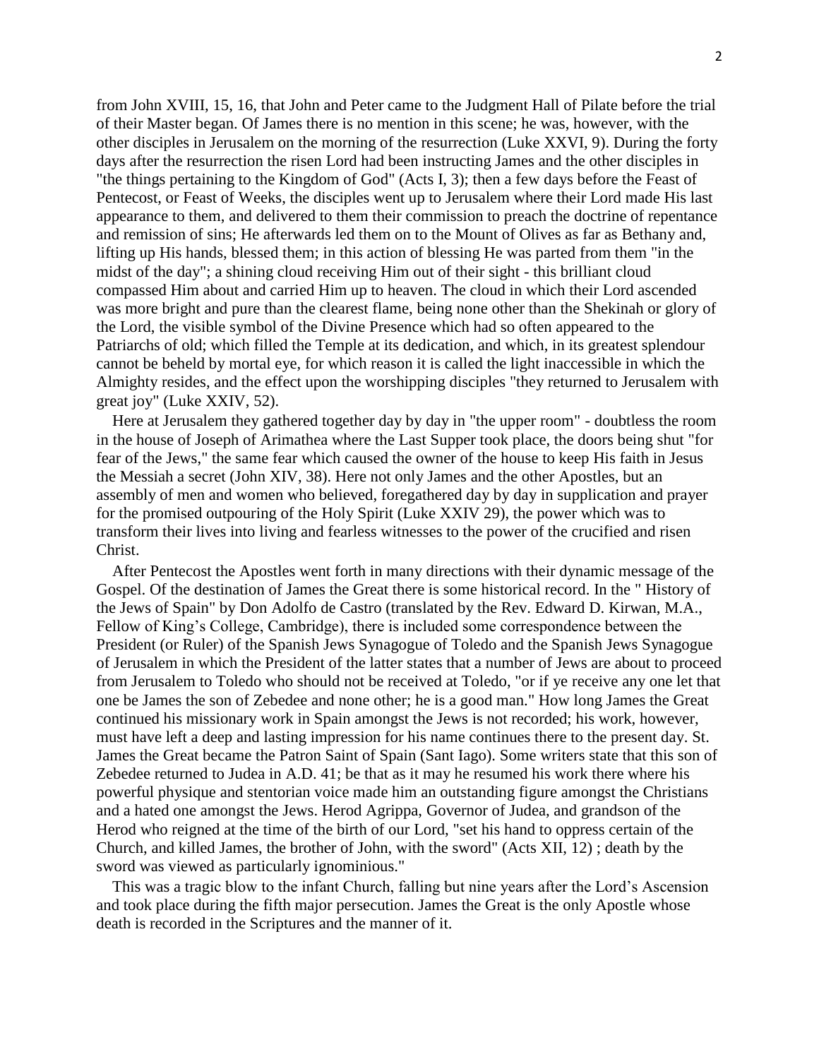from John XVIII, 15, 16, that John and Peter came to the Judgment Hall of Pilate before the trial of their Master began. Of James there is no mention in this scene; he was, however, with the other disciples in Jerusalem on the morning of the resurrection (Luke XXVI, 9). During the forty days after the resurrection the risen Lord had been instructing James and the other disciples in "the things pertaining to the Kingdom of God" (Acts I, 3); then a few days before the Feast of Pentecost, or Feast of Weeks, the disciples went up to Jerusalem where their Lord made His last appearance to them, and delivered to them their commission to preach the doctrine of repentance and remission of sins; He afterwards led them on to the Mount of Olives as far as Bethany and, lifting up His hands, blessed them; in this action of blessing He was parted from them "in the midst of the day"; a shining cloud receiving Him out of their sight - this brilliant cloud compassed Him about and carried Him up to heaven. The cloud in which their Lord ascended was more bright and pure than the clearest flame, being none other than the Shekinah or glory of the Lord, the visible symbol of the Divine Presence which had so often appeared to the Patriarchs of old; which filled the Temple at its dedication, and which, in its greatest splendour cannot be beheld by mortal eye, for which reason it is called the light inaccessible in which the Almighty resides, and the effect upon the worshipping disciples "they returned to Jerusalem with great joy" (Luke XXIV, 52).

Here at Jerusalem they gathered together day by day in "the upper room" - doubtless the room in the house of Joseph of Arimathea where the Last Supper took place, the doors being shut "for fear of the Jews," the same fear which caused the owner of the house to keep His faith in Jesus the Messiah a secret (John XIV, 38). Here not only James and the other Apostles, but an assembly of men and women who believed, foregathered day by day in supplication and prayer for the promised outpouring of the Holy Spirit (Luke XXIV 29), the power which was to transform their lives into living and fearless witnesses to the power of the crucified and risen Christ.

After Pentecost the Apostles went forth in many directions with their dynamic message of the Gospel. Of the destination of James the Great there is some historical record. In the " History of the Jews of Spain" by Don Adolfo de Castro (translated by the Rev. Edward D. Kirwan, M.A., Fellow of King's College, Cambridge), there is included some correspondence between the President (or Ruler) of the Spanish Jews Synagogue of Toledo and the Spanish Jews Synagogue of Jerusalem in which the President of the latter states that a number of Jews are about to proceed from Jerusalem to Toledo who should not be received at Toledo, "or if ye receive any one let that one be James the son of Zebedee and none other; he is a good man." How long James the Great continued his missionary work in Spain amongst the Jews is not recorded; his work, however, must have left a deep and lasting impression for his name continues there to the present day. St. James the Great became the Patron Saint of Spain (Sant Iago). Some writers state that this son of Zebedee returned to Judea in A.D. 41; be that as it may he resumed his work there where his powerful physique and stentorian voice made him an outstanding figure amongst the Christians and a hated one amongst the Jews. Herod Agrippa, Governor of Judea, and grandson of the Herod who reigned at the time of the birth of our Lord, "set his hand to oppress certain of the Church, and killed James, the brother of John, with the sword" (Acts XII, 12) ; death by the sword was viewed as particularly ignominious."

This was a tragic blow to the infant Church, falling but nine years after the Lord's Ascension and took place during the fifth major persecution. James the Great is the only Apostle whose death is recorded in the Scriptures and the manner of it.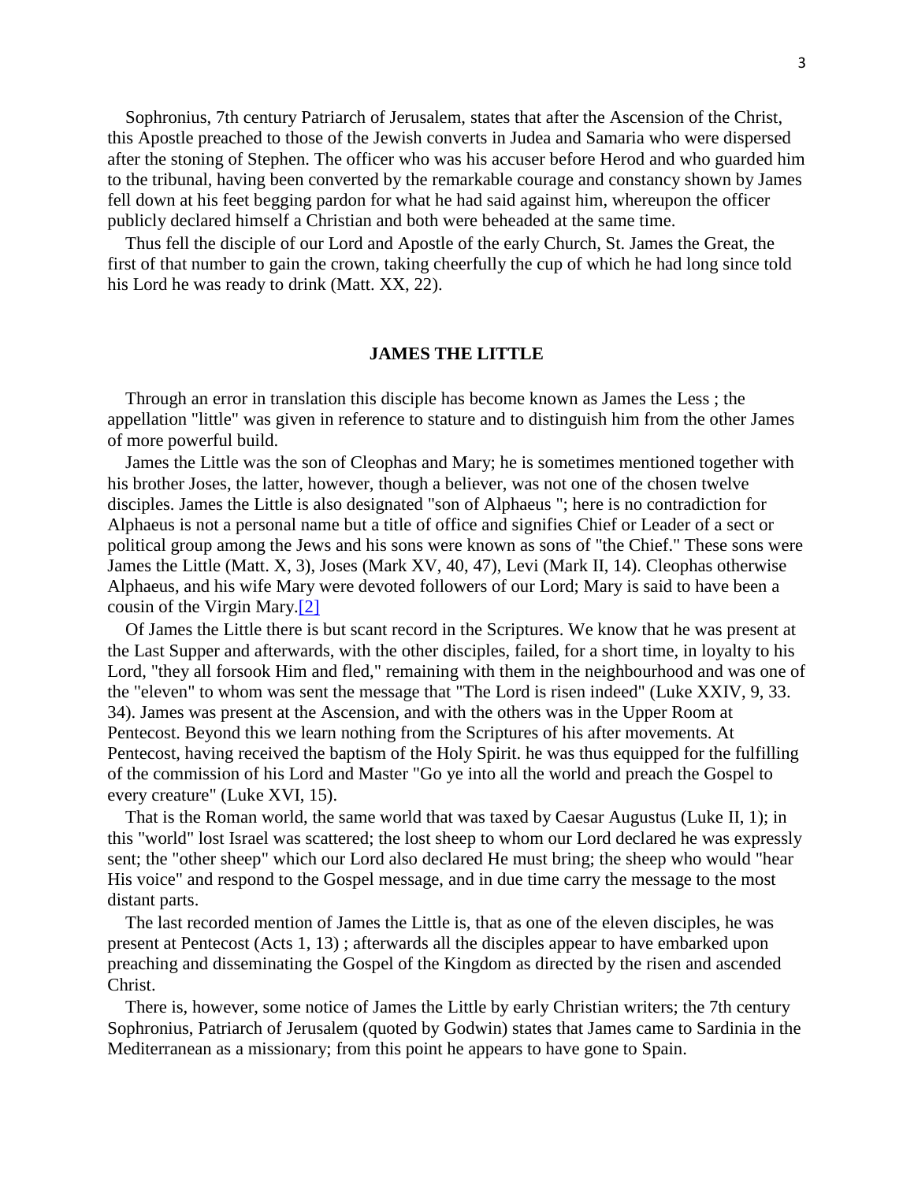Sophronius, 7th century Patriarch of Jerusalem, states that after the Ascension of the Christ, this Apostle preached to those of the Jewish converts in Judea and Samaria who were dispersed after the stoning of Stephen. The officer who was his accuser before Herod and who guarded him to the tribunal, having been converted by the remarkable courage and constancy shown by James fell down at his feet begging pardon for what he had said against him, whereupon the officer publicly declared himself a Christian and both were beheaded at the same time.

Thus fell the disciple of our Lord and Apostle of the early Church, St. James the Great, the first of that number to gain the crown, taking cheerfully the cup of which he had long since told his Lord he was ready to drink (Matt. XX, 22).

## JAMES THE LITTLE

Through an error in translation this disciple has become known as James the Less ; the appellation "little" was given in reference to stature and to distinguish him from the other James of more powerful build.

James the Little was the son of Cleophas and Mary; he is sometimes mentioned together with his brother Joses, the latter, however, though a believer, was not one of the chosen twelve disciples. James the Little is also designated "son of Alphaeus "; here is no contradiction for Alphaeus is not a personal name but a title of office and signifies Chief or Leader of a sect or political group among the Jews and his sons were known as sons of "the Chief." These sons were James the Little (Matt. X, 3), Joses (Mark XV, 40, 47), Levi (Mark II, 14). Cleophas otherwise Alphaeus, and his wife Mary were devoted followers of our Lord; Mary is said to have been a cousin of the Virgin Mary.[2]

Of James the Little there is but scant record in the Scriptures. We know that he was present at the Last Supper and afterwards, with the other disciples, failed, for a short time, in loyalty to his Lord, "they all forsook Him and fled," remaining with them in the neighbourhood and was one of the "eleven" to whom was sent the message that "The Lord is risen indeed" (Luke XXIV, 9, 33. 34). James was present at the Ascension, and with the others was in the Upper Room at Pentecost. Beyond this we learn nothing from the Scriptures of his after movements. At Pentecost, having received the baptism of the Holy Spirit. he was thus equipped for the fulfilling of the commission of his Lord and Master "Go ye into all the world and preach the Gospel to every creature" (Luke XVI, 15).

That is the Roman world, the same world that was taxed by Caesar Augustus (Luke II, 1); in this "world" lost Israel was scattered; the lost sheep to whom our Lord declared he was expressly sent; the "other sheep" which our Lord also declared He must bring; the sheep who would "hear His voice" and respond to the Gospel message, and in due time carry the message to the most distant parts.

The last recorded mention of James the Little is, that as one of the eleven disciples, he was present at Pentecost (Acts 1, 13) ; afterwards all the disciples appear to have embarked upon preaching and disseminating the Gospel of the Kingdom as directed by the risen and ascended Christ.

There is, however, some notice of James the Little by early Christian writers; the 7th century Sophronius, Patriarch of Jerusalem (quoted by Godwin) states that James came to Sardinia in the Mediterranean as a missionary; from this point he appears to have gone to Spain.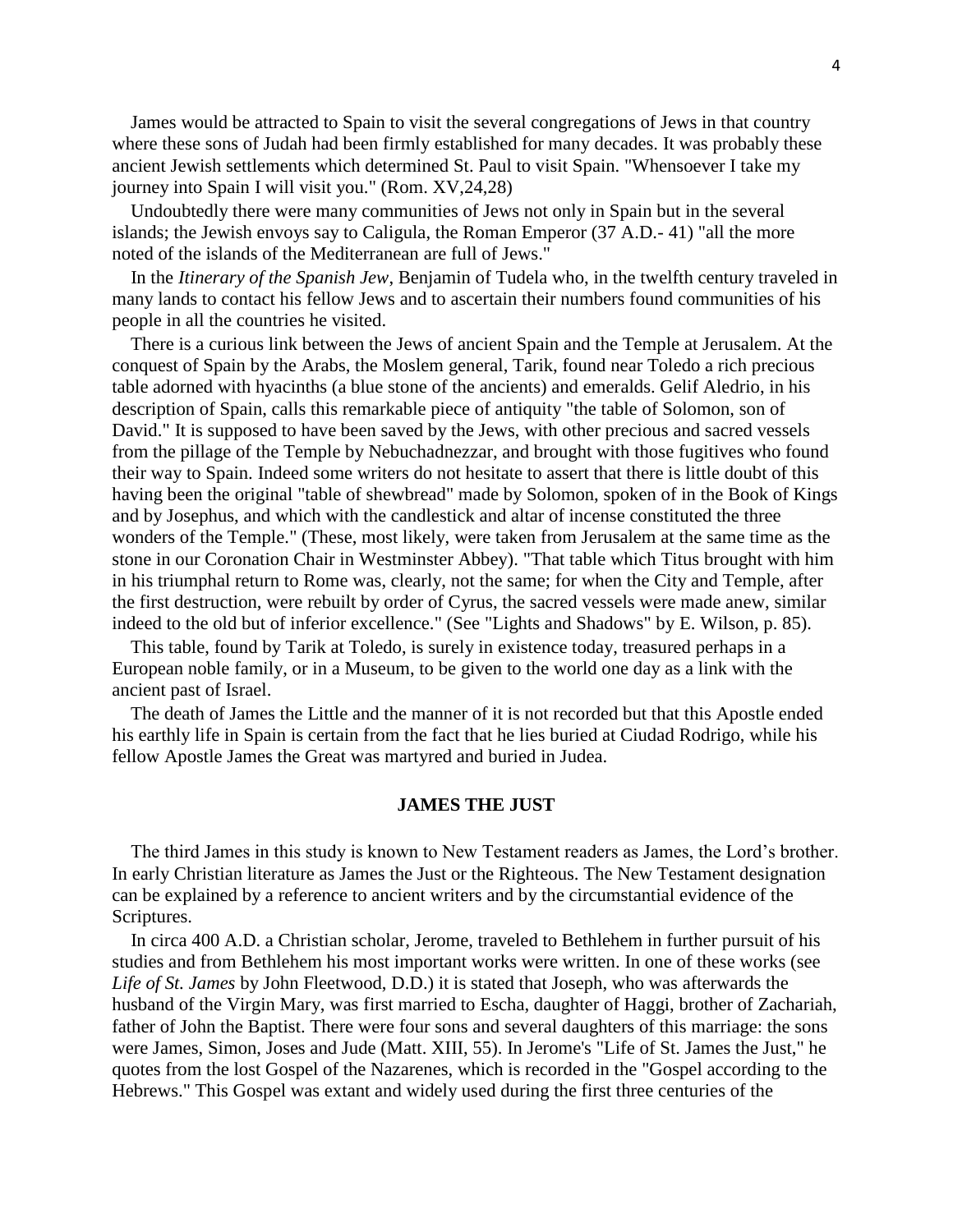James would be attracted to Spain to visit the several congregations of Jews in that country where these sons of Judah had been firmly established for many decades. It was probably these ancient Jewish settlements which determined St. Paul to visit Spain. "Whensoever I take my journey into Spain I will visit you." (Rom. XV,24,28)

Undoubtedly there were many communities of Jews not only in Spain but in the several islands; the Jewish envoys say to Caligula, the Roman Emperor (37 A.D.- 41) "all the more noted of the islands of the Mediterranean are full of Jews."

In the *Itinerary of the Spanish Jew*, Benjamin of Tudela who, in the twelfth century traveled in many lands to contact his fellow Jews and to ascertain their numbers found communities of his people in all the countries he visited.

There is a curious link between the Jews of ancient Spain and the Temple at Jerusalem. At the conquest of Spain by the Arabs, the Moslem general, Tarik, found near Toledo a rich precious table adorned with hyacinths (a blue stone of the ancients) and emeralds. Gelif Aledrio, in his description of Spain, calls this remarkable piece of antiquity "the table of Solomon, son of David." It is supposed to have been saved by the Jews, with other precious and sacred vessels from the pillage of the Temple by Nebuchadnezzar, and brought with those fugitives who found their way to Spain. Indeed some writers do not hesitate to assert that there is little doubt of this having been the original "table of shewbread" made by Solomon, spoken of in the Book of Kings and by Josephus, and which with the candlestick and altar of incense constituted the three wonders of the Temple." (These, most likely, were taken from Jerusalem at the same time as the stone in our Coronation Chair in Westminster Abbey). "That table which Titus brought with him in his triumphal return to Rome was, clearly, not the same; for when the City and Temple, after the first destruction, were rebuilt by order of Cyrus, the sacred vessels were made anew, similar indeed to the old but of inferior excellence." (See "Lights and Shadows" by E. Wilson, p. 85).

This table, found by Tarik at Toledo, is surely in existence today, treasured perhaps in a European noble family, or in a Museum, to be given to the world one day as a link with the ancient past of Israel.

The death of James the Little and the manner of it is not recorded but that this Apostle ended his earthly life in Spain is certain from the fact that he lies buried at Ciudad Rodrigo, while his fellow Apostle James the Great was martyred and buried in Judea.

## JAMES THE JUST

The third James in this study is known to New Testament readers as James, the Lord's brother. In early Christian literature as James the Just or the Righteous. The New Testament designation can be explained by a reference to ancient writers and by the circumstantial evidence of the Scriptures.

In circa 400 A.D. a Christian scholar, Jerome, traveled to Bethlehem in further pursuit of his studies and from Bethlehem his most important works were written. In one of these works (see *Life of St. James* by John Fleetwood, D.D.) it is stated that Joseph, who was afterwards the husband of the Virgin Mary, was first married to Escha, daughter of Haggi, brother of Zachariah, father of John the Baptist. There were four sons and several daughters of this marriage: the sons were James, Simon, Joses and Jude (Matt. XIII, 55). In Jerome's "Life of St. James the Just," he quotes from the lost Gospel of the Nazarenes, which is recorded in the "Gospel according to the Hebrews." This Gospel was extant and widely used during the first three centuries of the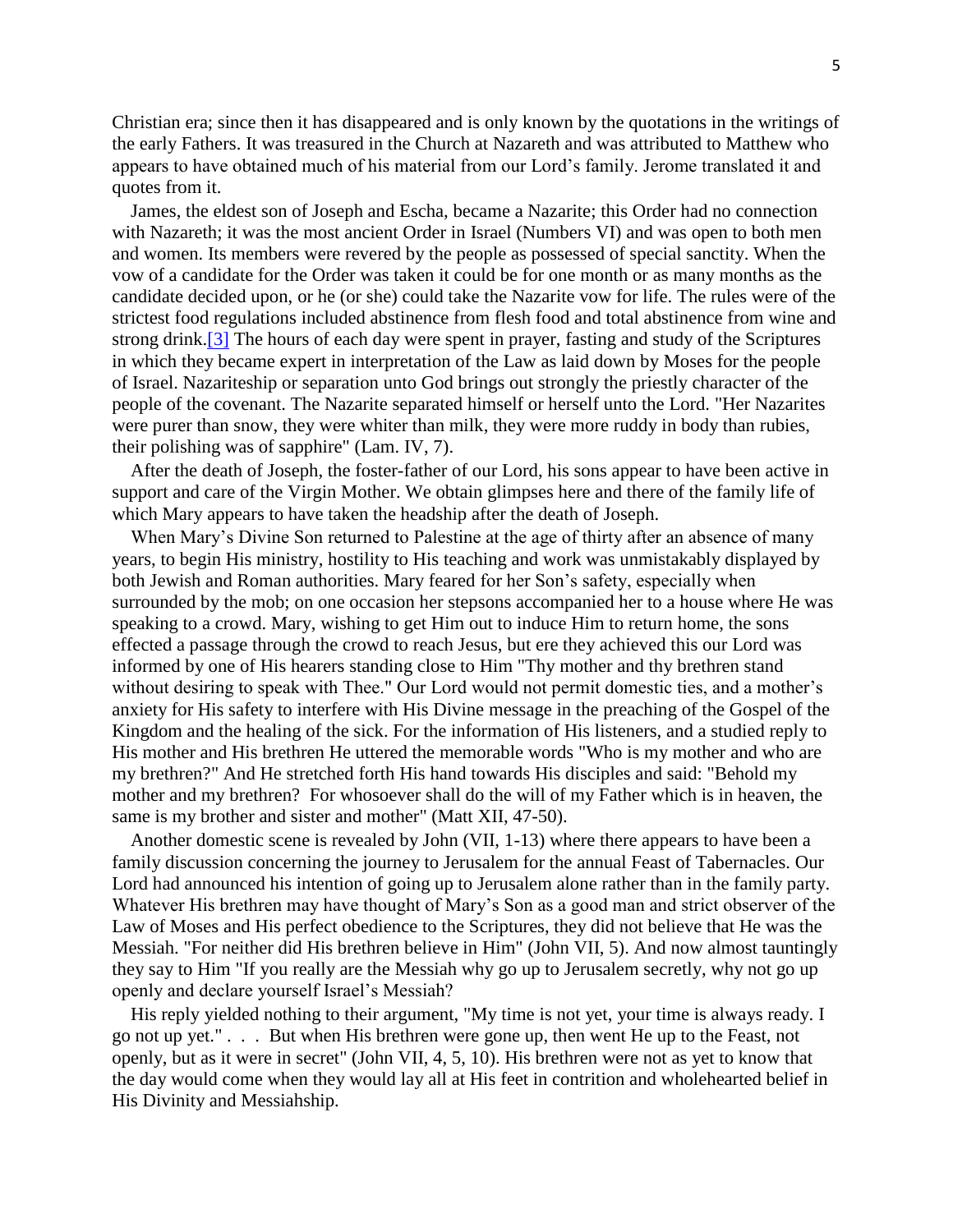Christian era; since then it has disappeared and is only known by the quotations in the writings of the early Fathers. It was treasured in the Church at Nazareth and was attributed to Matthew who appears to have obtained much of his material from our Lord's family. Jerome translated it and quotes from it.

James, the eldest son of Joseph and Escha, became a Nazarite; this Order had no connection with Nazareth; it was the most ancient Order in Israel (Numbers VI) and was open to both men and women. Its members were revered by the people as possessed of special sanctity. When the vow of a candidate for the Order was taken it could be for one month or as many months as the candidate decided upon, or he (or she) could take the Nazarite vow for life. The rules were of the strictest food regulations included abstinence from flesh food and total abstinence from wine and strong drink.[3] The hours of each day were spent in prayer, fasting and study of the Scriptures in which they became expert in interpretation of the Law as laid down by Moses for the people of Israel. Nazariteship or separation unto God brings out strongly the priestly character of the people of the covenant. The Nazarite separated himself or herself unto the Lord. "Her Nazarites were purer than snow, they were whiter than milk, they were more ruddy in body than rubies, their polishing was of sapphire" (Lam. IV, 7).

After the death of Joseph, the foster-father of our Lord, his sons appear to have been active in support and care of the Virgin Mother. We obtain glimpses here and there of the family life of which Mary appears to have taken the headship after the death of Joseph.

When Mary's Divine Son returned to Palestine at the age of thirty after an absence of many years, to begin His ministry, hostility to His teaching and work was unmistakably displayed by both Jewish and Roman authorities. Mary feared for her Son's safety, especially when surrounded by the mob; on one occasion her stepsons accompanied her to a house where He was speaking to a crowd. Mary, wishing to get Him out to induce Him to return home, the sons effected a passage through the crowd to reach Jesus, but ere they achieved this our Lord was informed by one of His hearers standing close to Him "Thy mother and thy brethren stand without desiring to speak with Thee." Our Lord would not permit domestic ties, and a mother's anxiety for His safety to interfere with His Divine message in the preaching of the Gospel of the Kingdom and the healing of the sick. For the information of His listeners, and a studied reply to His mother and His brethren He uttered the memorable words "Who is my mother and who are my brethren?" And He stretched forth His hand towards His disciples and said: "Behold my mother and my brethren? For whosoever shall do the will of my Father which is in heaven, the same is my brother and sister and mother" (Matt XII, 47-50).

Another domestic scene is revealed by John (VII, 1-13) where there appears to have been a family discussion concerning the journey to Jerusalem for the annual Feast of Tabernacles. Our Lord had announced his intention of going up to Jerusalem alone rather than in the family party. Whatever His brethren may have thought of Mary's Son as a good man and strict observer of the Law of Moses and His perfect obedience to the Scriptures, they did not believe that He was the Messiah. "For neither did His brethren believe in Him" (John VII, 5). And now almost tauntingly they say to Him "If you really are the Messiah why go up to Jerusalem secretly, why not go up openly and declare yourself Israel's Messiah?

His reply yielded nothing to their argument, "My time is not yet, your time is always ready. I go not up yet." . . . But when His brethren were gone up, then went He up to the Feast, not openly, but as it were in secret" (John VII, 4, 5, 10). His brethren were not as yet to know that the day would come when they would lay all at His feet in contrition and wholehearted belief in His Divinity and Messiahship.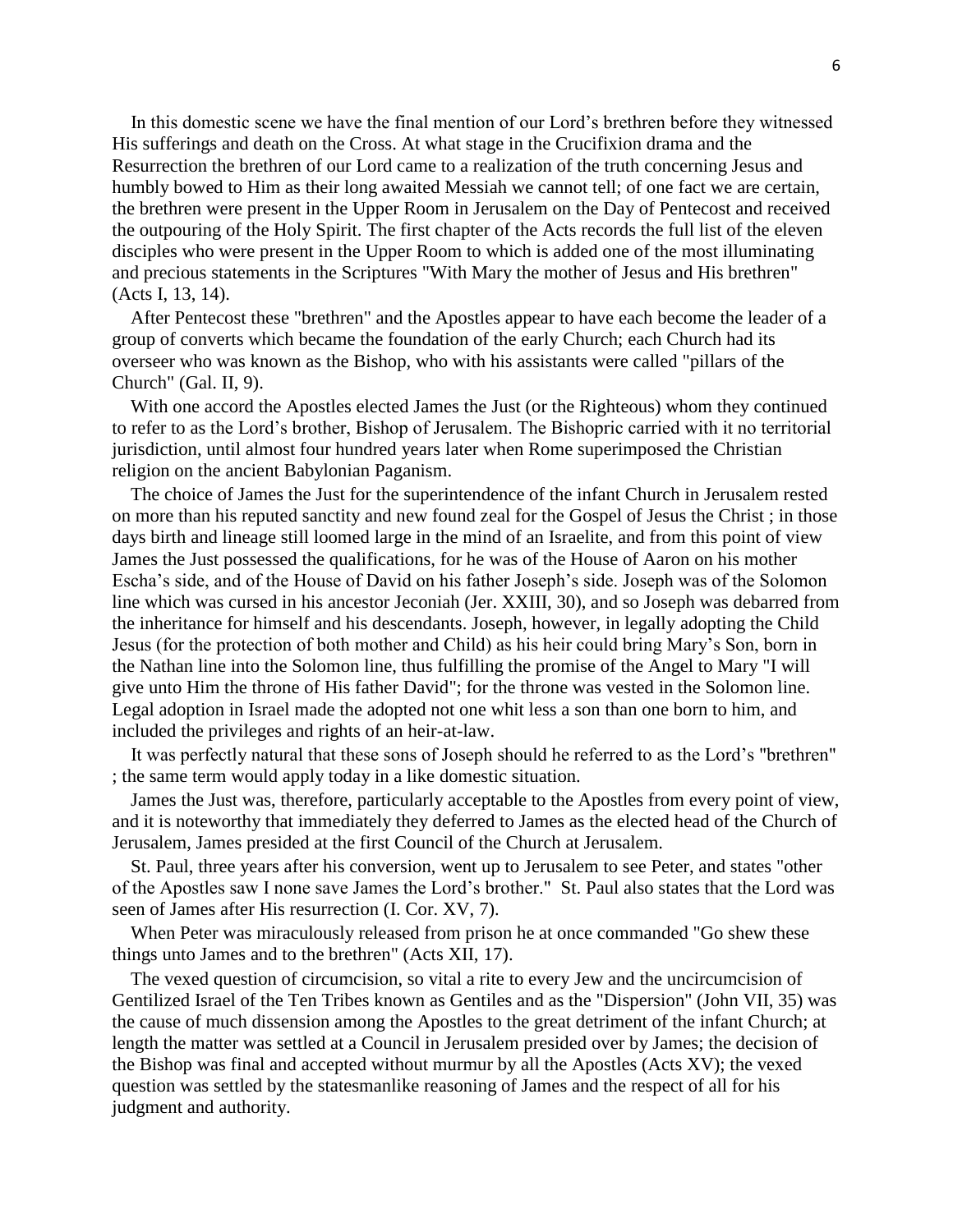In this domestic scene we have the final mention of our Lord's brethren before they witnessed His sufferings and death on the Cross. At what stage in the Crucifixion drama and the Resurrection the brethren of our Lord came to a realization of the truth concerning Jesus and humbly bowed to Him as their long awaited Messiah we cannot tell; of one fact we are certain, the brethren were present in the Upper Room in Jerusalem on the Day of Pentecost and received the outpouring of the Holy Spirit. The first chapter of the Acts records the full list of the eleven disciples who were present in the Upper Room to which is added one of the most illuminating and precious statements in the Scriptures "With Mary the mother of Jesus and His brethren" (Acts I, 13, 14).

After Pentecost these "brethren" and the Apostles appear to have each become the leader of a group of converts which became the foundation of the early Church; each Church had its overseer who was known as the Bishop, who with his assistants were called "pillars of the Church" (Gal. II, 9).

With one accord the Apostles elected James the Just (or the Righteous) whom they continued to refer to as the Lord's brother, Bishop of Jerusalem. The Bishopric carried with it no territorial jurisdiction, until almost four hundred years later when Rome superimposed the Christian religion on the ancient Babylonian Paganism.

The choice of James the Just for the superintendence of the infant Church in Jerusalem rested on more than his reputed sanctity and new found zeal for the Gospel of Jesus the Christ ; in those days birth and lineage still loomed large in the mind of an Israelite, and from this point of view James the Just possessed the qualifications, for he was of the House of Aaron on his mother Escha's side, and of the House of David on his father Joseph's side. Joseph was of the Solomon line which was cursed in his ancestor Jeconiah (Jer. XXIII, 30), and so Joseph was debarred from the inheritance for himself and his descendants. Joseph, however, in legally adopting the Child Jesus (for the protection of both mother and Child) as his heir could bring Mary's Son, born in the Nathan line into the Solomon line, thus fulfilling the promise of the Angel to Mary "I will give unto Him the throne of His father David"; for the throne was vested in the Solomon line. Legal adoption in Israel made the adopted not one whit less a son than one born to him, and included the privileges and rights of an heir-at-law.

It was perfectly natural that these sons of Joseph should he referred to as the Lord's "brethren" ; the same term would apply today in a like domestic situation.

James the Just was, therefore, particularly acceptable to the Apostles from every point of view, and it is noteworthy that immediately they deferred to James as the elected head of the Church of Jerusalem, James presided at the first Council of the Church at Jerusalem.

St. Paul, three years after his conversion, went up to Jerusalem to see Peter, and states "other of the Apostles saw I none save James the Lord's brother." St. Paul also states that the Lord was seen of James after His resurrection (I. Cor. XV, 7).

When Peter was miraculously released from prison he at once commanded "Go shew these things unto James and to the brethren" (Acts XII, 17).

The vexed question of circumcision, so vital a rite to every Jew and the uncircumcision of Gentilized Israel of the Ten Tribes known as Gentiles and as the "Dispersion" (John VII, 35) was the cause of much dissension among the Apostles to the great detriment of the infant Church; at length the matter was settled at a Council in Jerusalem presided over by James; the decision of the Bishop was final and accepted without murmur by all the Apostles (Acts XV); the vexed question was settled by the statesmanlike reasoning of James and the respect of all for his judgment and authority.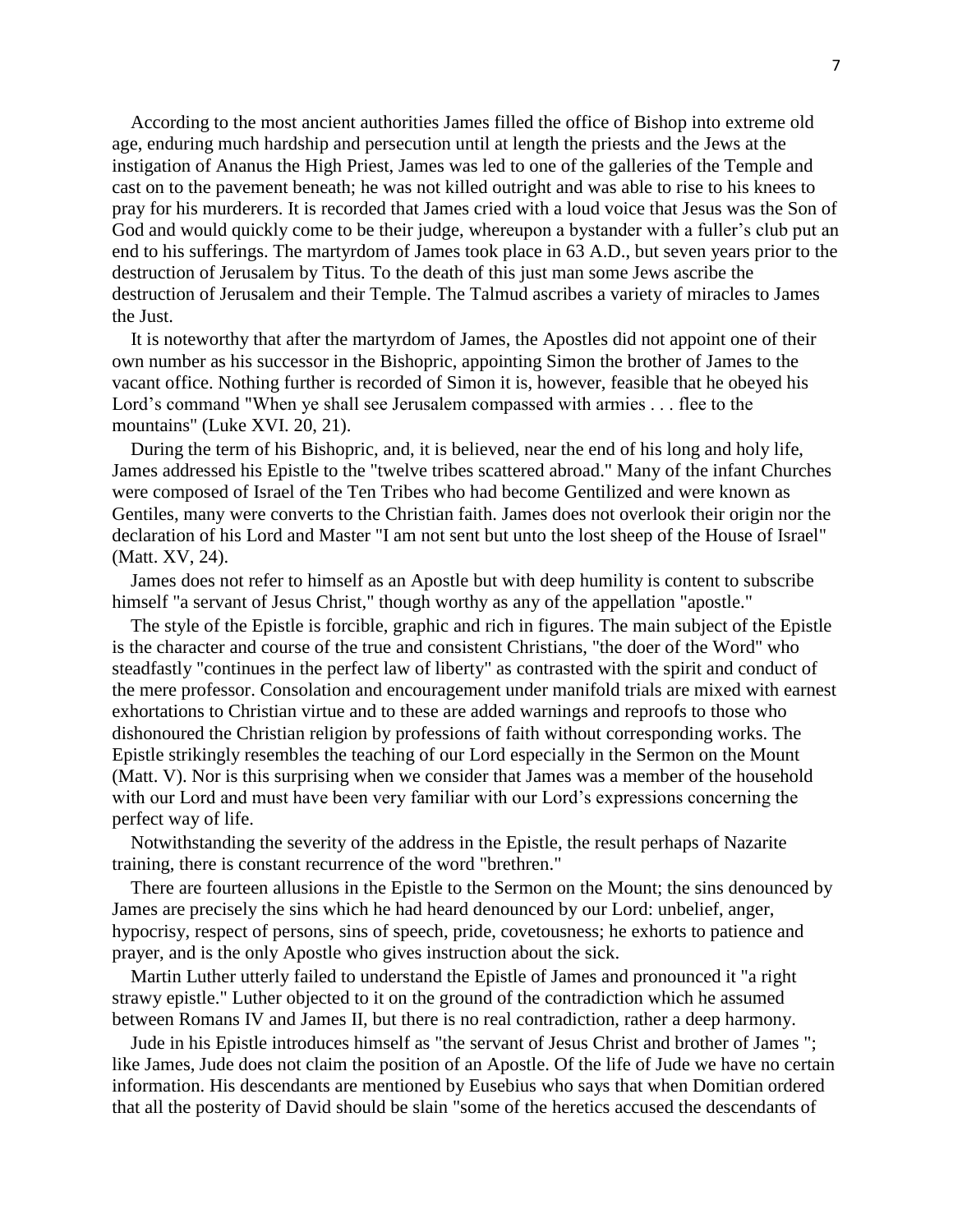According to the most ancient authorities James filled the office of Bishop into extreme old age, enduring much hardship and persecution until at length the priests and the Jews at the instigation of Ananus the High Priest, James was led to one of the galleries of the Temple and cast on to the pavement beneath; he was not killed outright and was able to rise to his knees to pray for his murderers. It is recorded that James cried with a loud voice that Jesus was the Son of God and would quickly come to be their judge, whereupon a bystander with a fuller's club put an end to his sufferings. The martyrdom of James took place in 63 A.D., but seven years prior to the destruction of Jerusalem by Titus. To the death of this just man some Jews ascribe the destruction of Jerusalem and their Temple. The Talmud ascribes a variety of miracles to James the Just.

It is noteworthy that after the martyrdom of James, the Apostles did not appoint one of their own number as his successor in the Bishopric, appointing Simon the brother of James to the vacant office. Nothing further is recorded of Simon it is, however, feasible that he obeyed his Lord's command "When ye shall see Jerusalem compassed with armies . . . flee to the mountains" (Luke XVI. 20, 21).

During the term of his Bishopric, and, it is believed, near the end of his long and holy life, James addressed his Epistle to the "twelve tribes scattered abroad." Many of the infant Churches were composed of Israel of the Ten Tribes who had become Gentilized and were known as Gentiles, many were converts to the Christian faith. James does not overlook their origin nor the declaration of his Lord and Master "I am not sent but unto the lost sheep of the House of Israel" (Matt. XV, 24).

James does not refer to himself as an Apostle but with deep humility is content to subscribe himself "a servant of Jesus Christ," though worthy as any of the appellation "apostle."

The style of the Epistle is forcible, graphic and rich in figures. The main subject of the Epistle is the character and course of the true and consistent Christians, "the doer of the Word" who steadfastly "continues in the perfect law of liberty" as contrasted with the spirit and conduct of the mere professor. Consolation and encouragement under manifold trials are mixed with earnest exhortations to Christian virtue and to these are added warnings and reproofs to those who dishonoured the Christian religion by professions of faith without corresponding works. The Epistle strikingly resembles the teaching of our Lord especially in the Sermon on the Mount (Matt. V). Nor is this surprising when we consider that James was a member of the household with our Lord and must have been very familiar with our Lord's expressions concerning the perfect way of life.

Notwithstanding the severity of the address in the Epistle, the result perhaps of Nazarite training, there is constant recurrence of the word "brethren."

There are fourteen allusions in the Epistle to the Sermon on the Mount; the sins denounced by James are precisely the sins which he had heard denounced by our Lord: unbelief, anger, hypocrisy, respect of persons, sins of speech, pride, covetousness; he exhorts to patience and prayer, and is the only Apostle who gives instruction about the sick.

Martin Luther utterly failed to understand the Epistle of James and pronounced it "a right strawy epistle." Luther objected to it on the ground of the contradiction which he assumed between Romans IV and James II, but there is no real contradiction, rather a deep harmony.

Jude in his Epistle introduces himself as "the servant of Jesus Christ and brother of James "; like James, Jude does not claim the position of an Apostle. Of the life of Jude we have no certain information. His descendants are mentioned by Eusebius who says that when Domitian ordered that all the posterity of David should be slain "some of the heretics accused the descendants of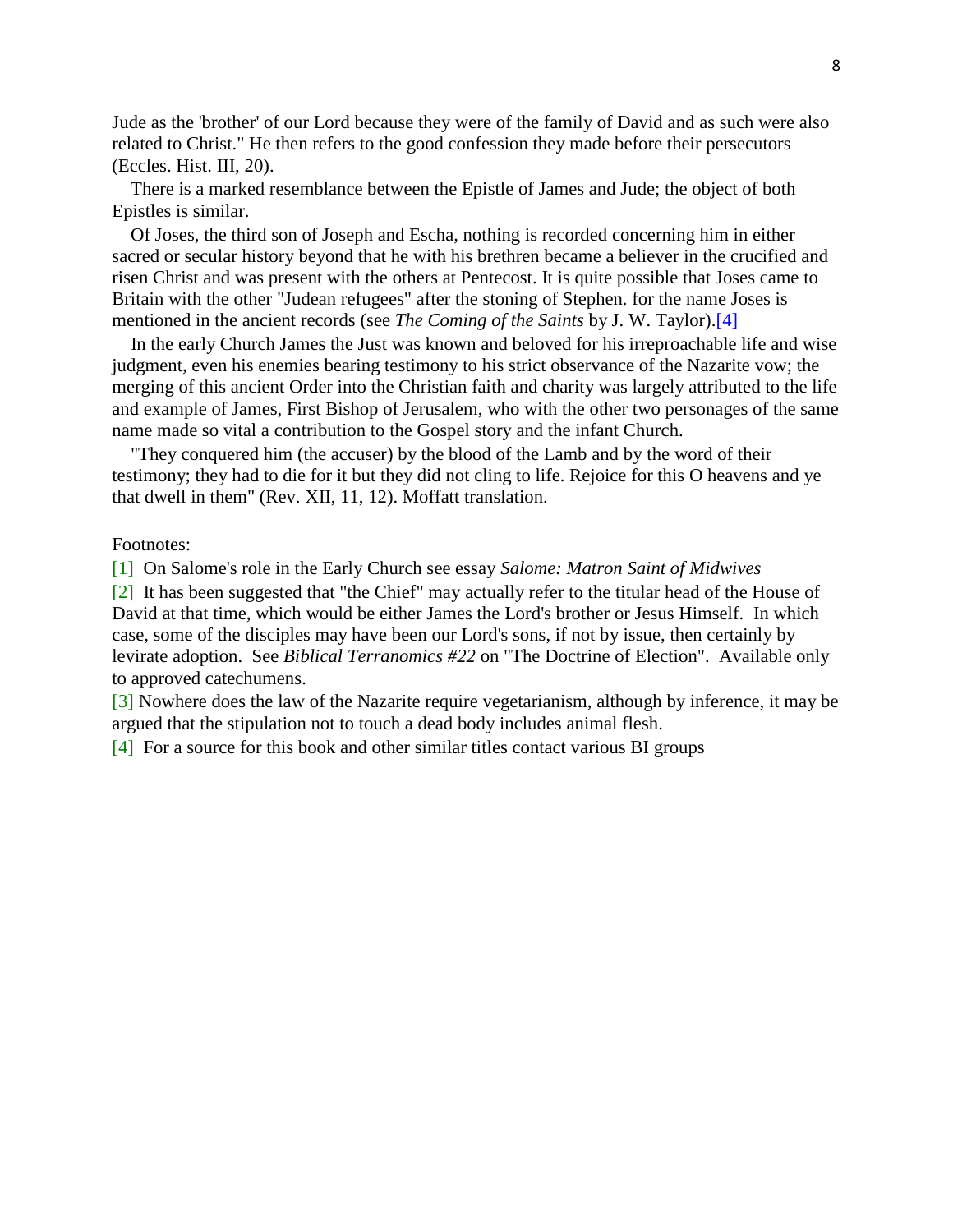Jude as the 'brother' of our Lord because they were of the family of David and as such were also related to Christ." He then refers to the good confession they made before their persecutors (Eccles. Hist. III, 20).

There is a marked resemblance between the Epistle of James and Jude; the object of both Epistles is similar.

Of Joses, the third son of Joseph and Escha, nothing is recorded concerning him in either sacred or secular history beyond that he with his brethren became a believer in the crucified and risen Christ and was present with the others at Pentecost. It is quite possible that Joses came to Britain with the other "Judean refugees" after the stoning of Stephen. for the name Joses is mentioned in the ancient records (see *The Coming of the Saints* by J. W. Taylor).[4]

In the early Church James the Just was known and beloved for his irreproachable life and wise judgment, even his enemies bearing testimony to his strict observance of the Nazarite vow; the merging of this ancient Order into the Christian faith and charity was largely attributed to the life and example of James, First Bishop of Jerusalem, who with the other two personages of the same name made so vital a contribution to the Gospel story and the infant Church.

"They conquered him (the accuser) by the blood of the Lamb and by the word of their testimony; they had to die for it but they did not cling to life. Rejoice for this O heavens and ye that dwell in them" (Rev. XII, 11, 12). Moffatt translation.

Footnotes:

[1] On Salome's role in the Early Church see essay *Salome: Matron Saint of Midwives*

[2] It has been suggested that "the Chief" may actually refer to the titular head of the House of David at that time, which would be either James the Lord's brother or Jesus Himself. In which case, some of the disciples may have been our Lord's sons, if not by issue, then certainly by levirate adoption. See *Biblical Terranomics #22* on "The Doctrine of Election". Available only to approved catechumens.

[3] Nowhere does the law of the Nazarite require vegetarianism, although by inference, it may be argued that the stipulation not to touch a dead body includes animal flesh.

[4] For a source for this book and other similar titles contact various BI groups